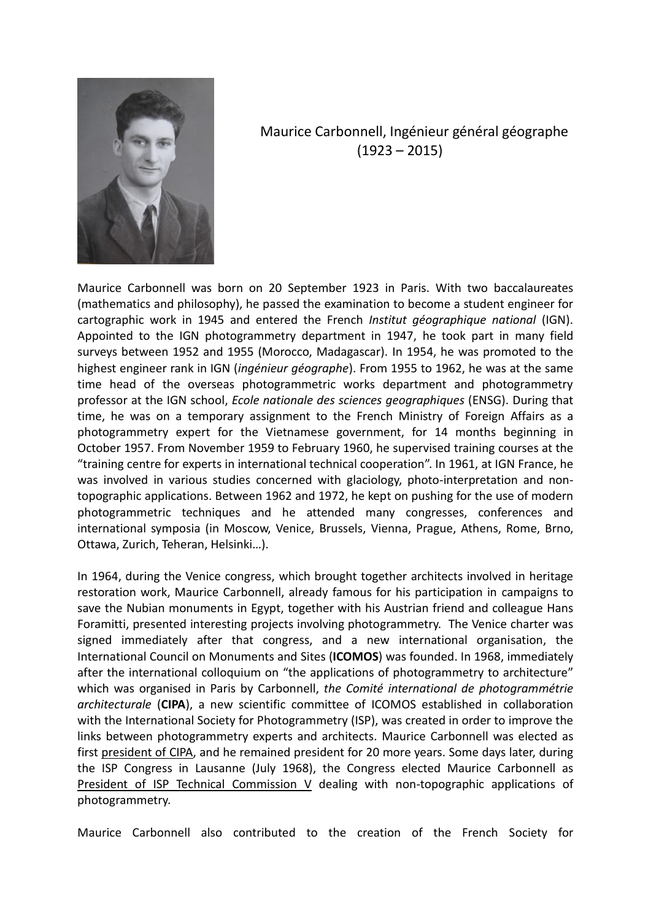Maurice Carbonnell, Ingénieur général géographe
(1923 – 2015)

Maurice Carbonnell was born on 20 September 1923 in Paris. With two baccalaureates (mathematics and philosophy), he passed the examination to become a student engineer for cartographic work in 1945 and entered the French *Institut géographique national* (IGN). Appointed to the IGN photogrammetry department in 1947, he took part in many field surveys between 1952 and 1955 (Morocco, Madagascar). In 1954, he was promoted to the highest engineer rank in IGN (*ingénieur géographe*). From 1955 to 1962, he was at the same time head of the overseas photogrammetric works department and photogrammetry professor at the IGN school, *Ecole nationale des sciences geographiques* (ENSG). During that time, he was on a temporary assignment to the French Ministry of Foreign Affairs as a photogrammetry expert for the Vietnamese government, for 14 months beginning in October 1957. From November 1959 to February 1960, he supervised training courses at the "training centre for experts in international technical cooperation". In 1961, at IGN France, he was involved in various studies concerned with glaciology, photo-interpretation and non-topographic applications. Between 1962 and 1972, he kept on pushing for the use of modern photogrammetric techniques and he attended many congresses, conferences and international symposia (in Moscow, Venice, Brussels, Vienna, Prague, Athens, Rome, Brno, Ottawa, Zurich, Teheran, Helsinki…).

In 1964, during the Venice congress, which brought together architects involved in heritage restoration work, Maurice Carbonnell, already famous for his participation in campaigns to save the Nubian monuments in Egypt, together with his Austrian friend and colleague Hans Foramitti, presented interesting projects involving photogrammetry. The Venice charter was signed immediately after that congress, and a new international organisation, the International Council on Monuments and Sites (**ICOMOS**) was founded. In 1968, immediately after the international colloquium on "the applications of photogrammetry to architecture" which was organised in Paris by Carbonnell, *the Comité international de photogrammétrie architecturale* (**CIPA**), a new scientific committee of ICOMOS established in collaboration with the International Society for Photogrammetry (ISP), was created in order to improve the links between photogrammetry experts and architects. Maurice Carbonnell was elected as first president of CIPA, and he remained president for 20 more years. Some days later, during the ISP Congress in Lausanne (July 1968), the Congress elected Maurice Carbonnell as President of ISP Technical Commission V dealing with non-topographic applications of photogrammetry.

Maurice Carbonnell also contributed to the creation of the French Society for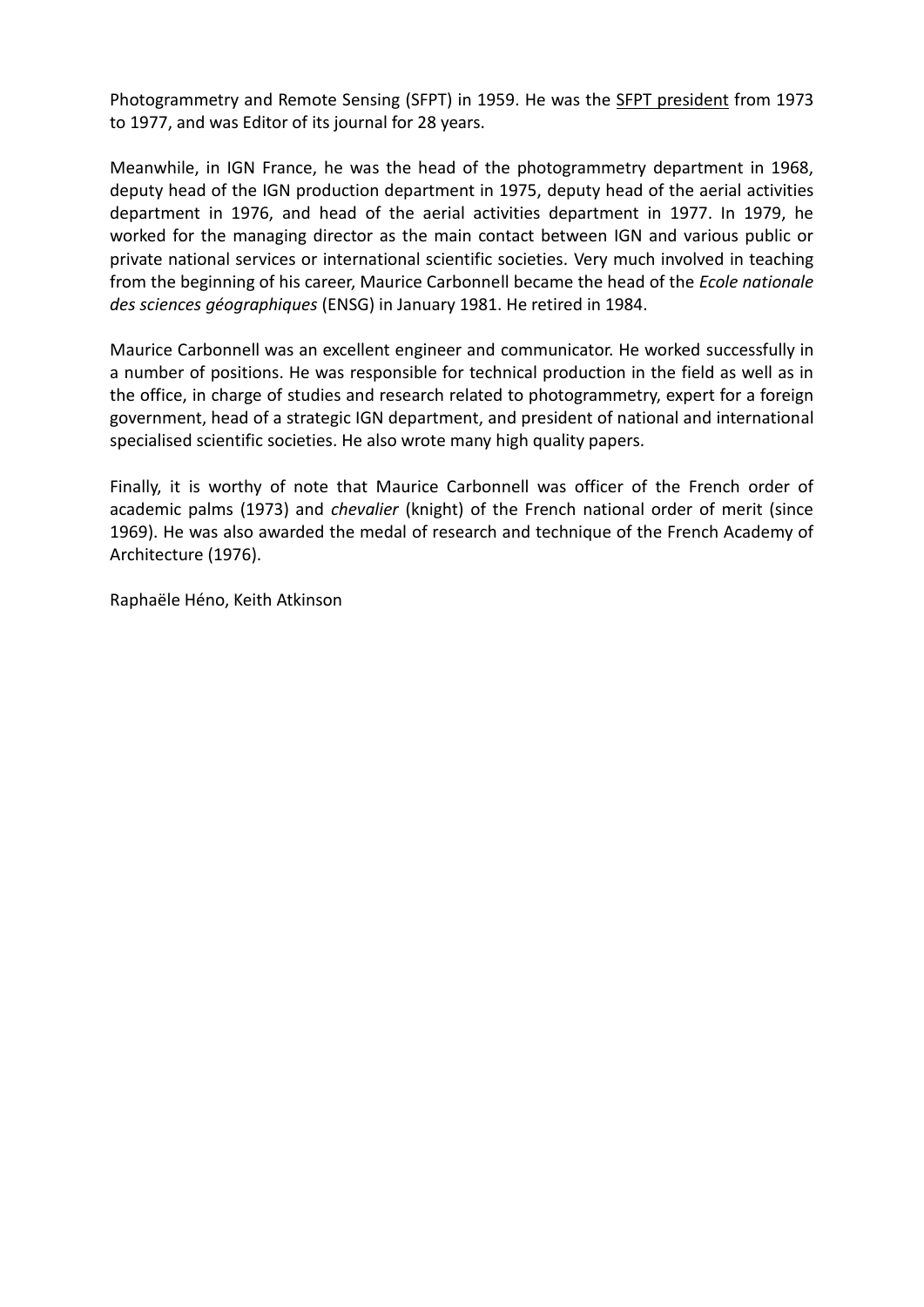Photogrammetry and Remote Sensing (SFPT) in 1959. He was the SFPT president from 1973 to 1977, and was Editor of its journal for 28 years.

Meanwhile, in IGN France, he was the head of the photogrammetry department in 1968, deputy head of the IGN production department in 1975, deputy head of the aerial activities department in 1976, and head of the aerial activities department in 1977. In 1979, he worked for the managing director as the main contact between IGN and various public or private national services or international scientific societies. Very much involved in teaching from the beginning of his career, Maurice Carbonnell became the head of the *Ecole nationale des sciences géographiques* (ENSG) in January 1981. He retired in 1984.

Maurice Carbonnell was an excellent engineer and communicator. He worked successfully in a number of positions. He was responsible for technical production in the field as well as in the office, in charge of studies and research related to photogrammetry, expert for a foreign government, head of a strategic IGN department, and president of national and international specialised scientific societies. He also wrote many high quality papers.

Finally, it is worthy of note that Maurice Carbonnell was officer of the French order of academic palms (1973) and *chevalier* (knight) of the French national order of merit (since 1969). He was also awarded the medal of research and technique of the French Academy of Architecture (1976).

Raphaële Héno, Keith Atkinson